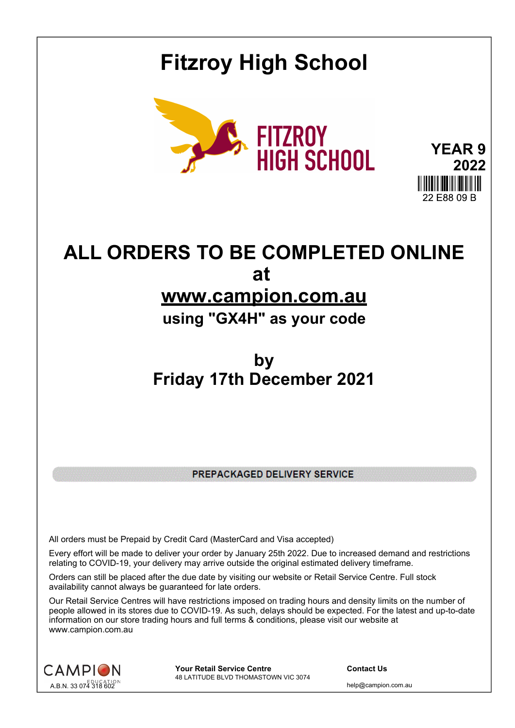# Fitzroy High School

FITZROY HIGH SCHOOL

**YEAR 9**
**2022**

22 E88 09 B

## ALL ORDERS TO BE COMPLETED ONLINE at www.campion.com.au

### using "GX4H" as your code

### by Friday 17th December 2021

**PREPACKAGED DELIVERY SERVICE**

All orders must be Prepaid by Credit Card (MasterCard and Visa accepted)

Every effort will be made to deliver your order by January 25th 2022. Due to increased demand and restrictions relating to COVID-19, your delivery may arrive outside the original estimated delivery timeframe.

Orders can still be placed after the due date by visiting our website or Retail Service Centre. Full stock availability cannot always be guaranteed for late orders.

Our Retail Service Centres will have restrictions imposed on trading hours and density limits on the number of people allowed in its stores due to COVID-19. As such, delays should be expected. For the latest and up-to-date information on our store trading hours and full terms & conditions, please visit our website at www.campion.com.au

CAMPION EDUCATION
A.B.N. 33 074 318 602

**Your Retail Service Centre**
48 LATITUDE BLVD THOMASTOWN VIC 3074

**Contact Us**
help@campion.com.au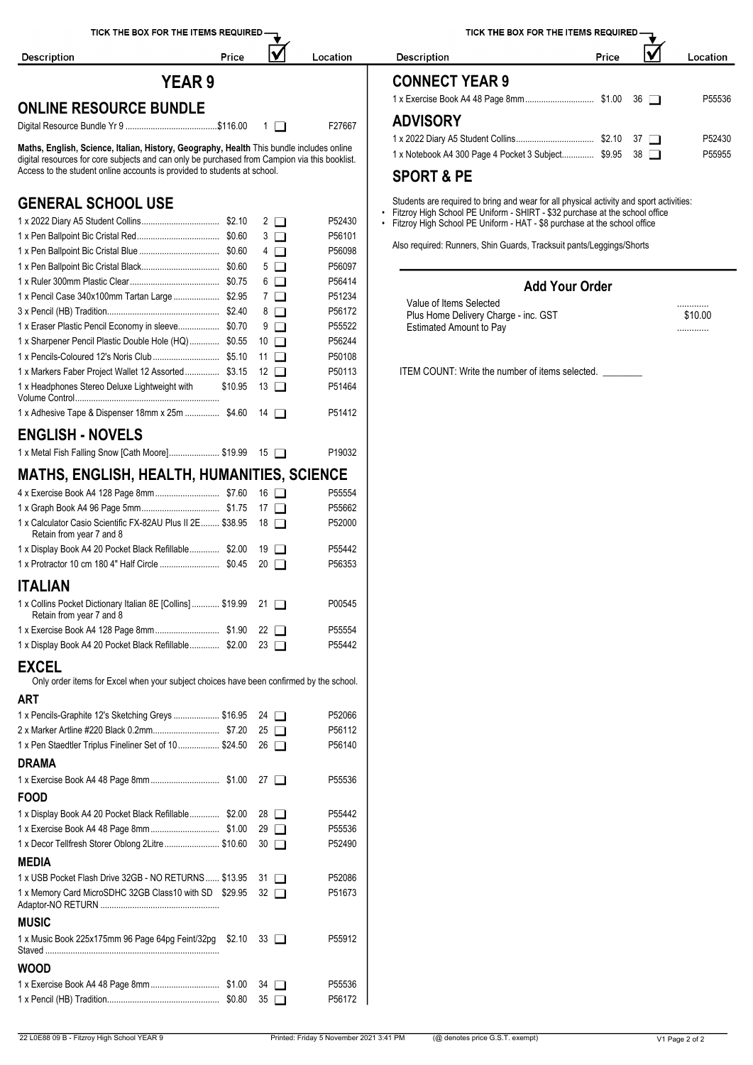# YEAR 9

TICK THE BOX FOR THE ITEMS REQUIRED

## ONLINE RESOURCE BUNDLE

| Description | Price | ☑ | Location |
| --- | --- | --- | --- |
| Digital Resource Bundle Yr 9 | $116.00 | 1 ☐ | F27667 |

**Maths, English, Science, Italian, History, Geography, Health** This bundle includes online digital resources for core subjects and can only be purchased from Campion via this booklist. Access to the student online accounts is provided to students at school.

## GENERAL SCHOOL USE

| Description | Price | ☑ | Location |
| --- | --- | --- | --- |
| 1 x 2022 Diary A5 Student Collins | $2.10 | 2 ☐ | P52430 |
| 1 x Pen Ballpoint Bic Cristal Red | $0.60 | 3 ☐ | P56101 |
| 1 x Pen Ballpoint Bic Cristal Blue | $0.60 | 4 ☐ | P56098 |
| 1 x Pen Ballpoint Bic Cristal Black | $0.60 | 5 ☐ | P56097 |
| 1 x Ruler 300mm Plastic Clear | $0.75 | 6 ☐ | P56414 |
| 1 x Pencil Case 340x100mm Tartan Large | $2.95 | 7 ☐ | P51234 |
| 3 x Pencil (HB) Tradition | $2.40 | 8 ☐ | P56172 |
| 1 x Eraser Plastic Pencil Economy in sleeve | $0.70 | 9 ☐ | P55522 |
| 1 x Sharpener Pencil Plastic Double Hole (HQ) | $0.55 | 10 ☐ | P56244 |
| 1 x Pencils-Coloured 12's Noris Club | $5.10 | 11 ☐ | P50108 |
| 1 x Markers Faber Project Wallet 12 Assorted | $3.15 | 12 ☐ | P50113 |
| 1 x Headphones Stereo Deluxe Lightweight with Volume Control | $10.95 | 13 ☐ | P51464 |
| 1 x Adhesive Tape & Dispenser 18mm x 25m | $4.60 | 14 ☐ | P51412 |

## ENGLISH - NOVELS

| Description | Price | ☑ | Location |
| --- | --- | --- | --- |
| 1 x Metal Fish Falling Snow [Cath Moore] | $19.99 | 15 ☐ | P19032 |

## MATHS, ENGLISH, HEALTH, HUMANITIES, SCIENCE

| Description | Price | ☑ | Location |
| --- | --- | --- | --- |
| 4 x Exercise Book A4 128 Page 8mm | $7.60 | 16 ☐ | P55554 |
| 1 x Graph Book A4 96 Page 5mm | $1.75 | 17 ☐ | P55662 |
| 1 x Calculator Casio Scientific FX-82AU Plus II 2E Retain from year 7 and 8 | $38.95 | 18 ☐ | P52000 |
| 1 x Display Book A4 20 Pocket Black Refillable | $2.00 | 19 ☐ | P55442 |
| 1 x Protractor 10 cm 180 4" Half Circle | $0.45 | 20 ☐ | P56353 |

## ITALIAN

| Description | Price | ☑ | Location |
| --- | --- | --- | --- |
| 1 x Collins Pocket Dictionary Italian 8E [Collins] Retain from year 7 and 8 | $19.99 | 21 ☐ | P00545 |
| 1 x Exercise Book A4 128 Page 8mm | $1.90 | 22 ☐ | P55554 |
| 1 x Display Book A4 20 Pocket Black Refillable | $2.00 | 23 ☐ | P55442 |

## EXCEL

Only order items for Excel when your subject choices have been confirmed by the school.

### ART

| Description | Price | ☑ | Location |
| --- | --- | --- | --- |
| 1 x Pencils-Graphite 12's Sketching Greys | $16.95 | 24 ☐ | P52066 |
| 2 x Marker Artline #220 Black 0.2mm | $7.20 | 25 ☐ | P56112 |
| 1 x Pen Staedtler Triplus Fineliner Set of 10 | $24.50 | 26 ☐ | P56140 |

### DRAMA

| Description | Price | ☑ | Location |
| --- | --- | --- | --- |
| 1 x Exercise Book A4 48 Page 8mm | $1.00 | 27 ☐ | P55536 |

### FOOD

| Description | Price | ☑ | Location |
| --- | --- | --- | --- |
| 1 x Display Book A4 20 Pocket Black Refillable | $2.00 | 28 ☐ | P55442 |
| 1 x Exercise Book A4 48 Page 8mm | $1.00 | 29 ☐ | P55536 |
| 1 x Decor Tellfresh Storer Oblong 2Litre | $10.60 | 30 ☐ | P52490 |

### MEDIA

| Description | Price | ☑ | Location |
| --- | --- | --- | --- |
| 1 x USB Pocket Flash Drive 32GB - NO RETURNS | $13.95 | 31 ☐ | P52086 |
| 1 x Memory Card MicroSDHC 32GB Class10 with SD Adaptor-NO RETURN | $29.95 | 32 ☐ | P51673 |

### MUSIC

| Description | Price | ☑ | Location |
| --- | --- | --- | --- |
| 1 x Music Book 225x175mm 96 Page 64pg Feint/32pg Staved | $2.10 | 33 ☐ | P55912 |

### WOOD

| Description | Price | ☑ | Location |
| --- | --- | --- | --- |
| 1 x Exercise Book A4 48 Page 8mm | $1.00 | 34 ☐ | P55536 |
| 1 x Pencil (HB) Tradition | $0.80 | 35 ☐ | P56172 |

## CONNECT YEAR 9

| Description | Price | ☑ | Location |
| --- | --- | --- | --- |
| 1 x Exercise Book A4 48 Page 8mm | $1.00 | 36 ☐ | P55536 |

## ADVISORY

| Description | Price | ☑ | Location |
| --- | --- | --- | --- |
| 1 x 2022 Diary A5 Student Collins | $2.10 | 37 ☐ | P52430 |
| 1 x Notebook A4 300 Page 4 Pocket 3 Subject | $9.95 | 38 ☐ | P55955 |

## SPORT & PE

Students are required to bring and wear for all physical activity and sport activities:

- Fitzroy High School PE Uniform - SHIRT - $32 purchase at the school office
- Fitzroy High School PE Uniform - HAT - $8 purchase at the school office

Also required: Runners, Shin Guards, Tracksuit pants/Leggings/Shorts

## Add Your Order

| | |
| --- | --- |
| Value of Items Selected | ............ |
| Plus Home Delivery Charge - inc. GST | $10.00 |
| Estimated Amount to Pay | ............ |

ITEM COUNT: Write the number of items selected. ________

22 L0E88 09 B - Fitzroy High School YEAR 9 — Printed: Friday 5 November 2021 3:41 PM — (@ denotes price G.S.T. exempt)